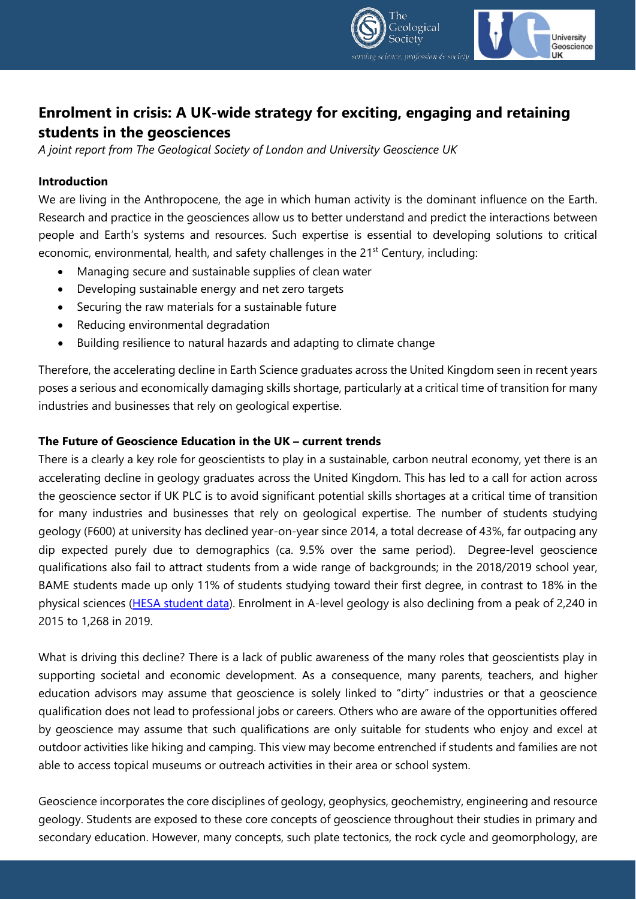# Enrolment in crisis: A UK-wide strategy for exciting, engaging and retaining students in the geosciences

*A joint report from The Geological Society of London and University Geoscience UK*

**Introduction**

We are living in the Anthropocene, the age in which human activity is the dominant influence on the Earth. Research and practice in the geosciences allow us to better understand and predict the interactions between people and Earth's systems and resources. Such expertise is essential to developing solutions to critical economic, environmental, health, and safety challenges in the 21st Century, including:

- Managing secure and sustainable supplies of clean water
- Developing sustainable energy and net zero targets
- Securing the raw materials for a sustainable future
- Reducing environmental degradation
- Building resilience to natural hazards and adapting to climate change

Therefore, the accelerating decline in Earth Science graduates across the United Kingdom seen in recent years poses a serious and economically damaging skills shortage, particularly at a critical time of transition for many industries and businesses that rely on geological expertise.

**The Future of Geoscience Education in the UK – current trends**

There is a clearly a key role for geoscientists to play in a sustainable, carbon neutral economy, yet there is an accelerating decline in geology graduates across the United Kingdom. This has led to a call for action across the geoscience sector if UK PLC is to avoid significant potential skills shortages at a critical time of transition for many industries and businesses that rely on geological expertise. The number of students studying geology (F600) at university has declined year-on-year since 2014, a total decrease of 43%, far outpacing any dip expected purely due to demographics (ca. 9.5% over the same period). Degree-level geoscience qualifications also fail to attract students from a wide range of backgrounds; in the 2018/2019 school year, BAME students made up only 11% of students studying toward their first degree, in contrast to 18% in the physical sciences ([HESA student data](HESA student data)). Enrolment in A-level geology is also declining from a peak of 2,240 in 2015 to 1,268 in 2019.

What is driving this decline? There is a lack of public awareness of the many roles that geoscientists play in supporting societal and economic development. As a consequence, many parents, teachers, and higher education advisors may assume that geoscience is solely linked to "dirty" industries or that a geoscience qualification does not lead to professional jobs or careers. Others who are aware of the opportunities offered by geoscience may assume that such qualifications are only suitable for students who enjoy and excel at outdoor activities like hiking and camping. This view may become entrenched if students and families are not able to access topical museums or outreach activities in their area or school system.

Geoscience incorporates the core disciplines of geology, geophysics, geochemistry, engineering and resource geology. Students are exposed to these core concepts of geoscience throughout their studies in primary and secondary education. However, many concepts, such plate tectonics, the rock cycle and geomorphology, are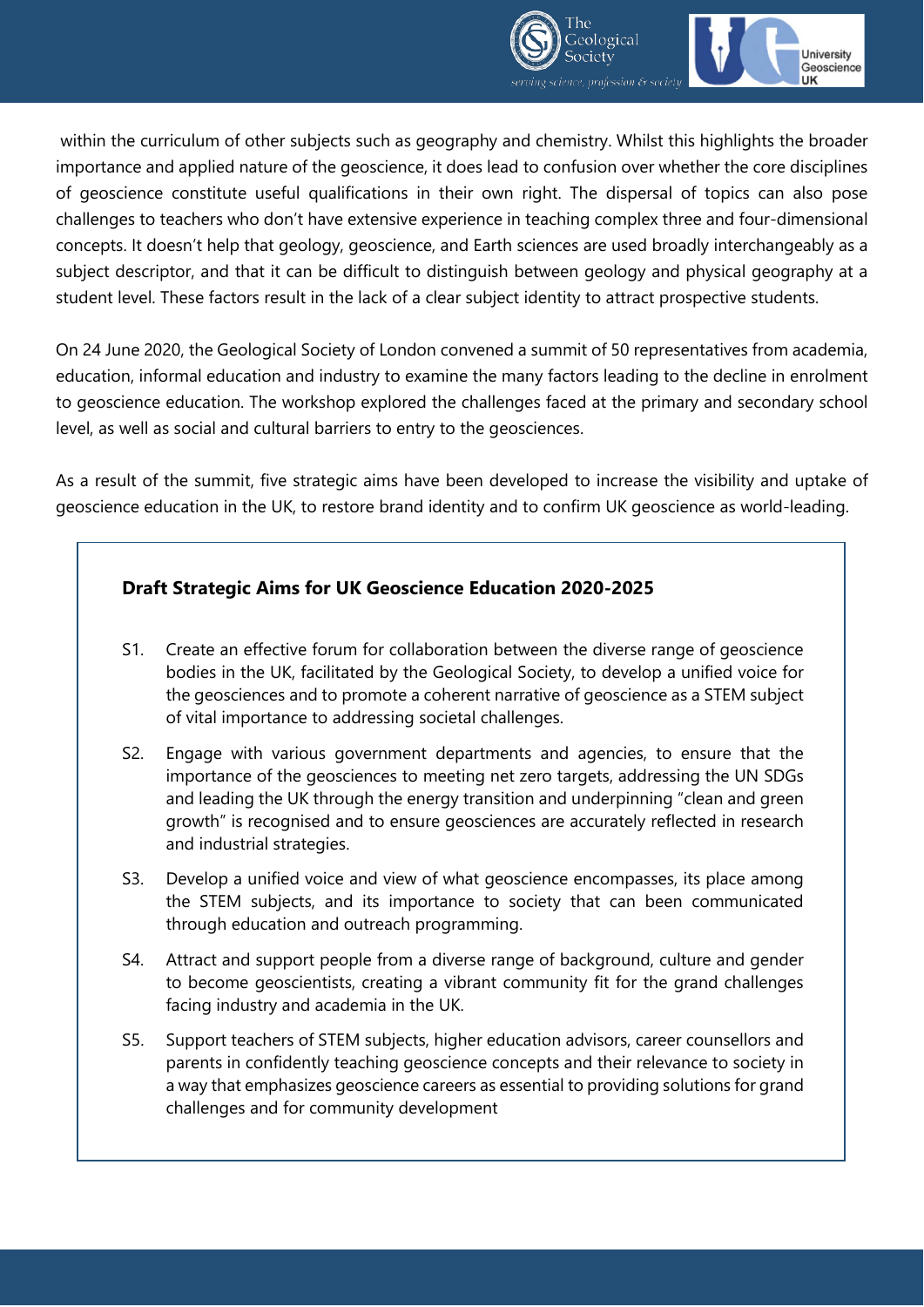within the curriculum of other subjects such as geography and chemistry. Whilst this highlights the broader importance and applied nature of the geoscience, it does lead to confusion over whether the core disciplines of geoscience constitute useful qualifications in their own right. The dispersal of topics can also pose challenges to teachers who don't have extensive experience in teaching complex three and four-dimensional concepts. It doesn't help that geology, geoscience, and Earth sciences are used broadly interchangeably as a subject descriptor, and that it can be difficult to distinguish between geology and physical geography at a student level. These factors result in the lack of a clear subject identity to attract prospective students.

On 24 June 2020, the Geological Society of London convened a summit of 50 representatives from academia, education, informal education and industry to examine the many factors leading to the decline in enrolment to geoscience education. The workshop explored the challenges faced at the primary and secondary school level, as well as social and cultural barriers to entry to the geosciences.

As a result of the summit, five strategic aims have been developed to increase the visibility and uptake of geoscience education in the UK, to restore brand identity and to confirm UK geoscience as world-leading.

**Draft Strategic Aims for UK Geoscience Education 2020-2025**

- S1. Create an effective forum for collaboration between the diverse range of geoscience bodies in the UK, facilitated by the Geological Society, to develop a unified voice for the geosciences and to promote a coherent narrative of geoscience as a STEM subject of vital importance to addressing societal challenges.
- S2. Engage with various government departments and agencies, to ensure that the importance of the geosciences to meeting net zero targets, addressing the UN SDGs and leading the UK through the energy transition and underpinning "clean and green growth" is recognised and to ensure geosciences are accurately reflected in research and industrial strategies.
- S3. Develop a unified voice and view of what geoscience encompasses, its place among the STEM subjects, and its importance to society that can been communicated through education and outreach programming.
- S4. Attract and support people from a diverse range of background, culture and gender to become geoscientists, creating a vibrant community fit for the grand challenges facing industry and academia in the UK.
- S5. Support teachers of STEM subjects, higher education advisors, career counsellors and parents in confidently teaching geoscience concepts and their relevance to society in a way that emphasizes geoscience careers as essential to providing solutions for grand challenges and for community development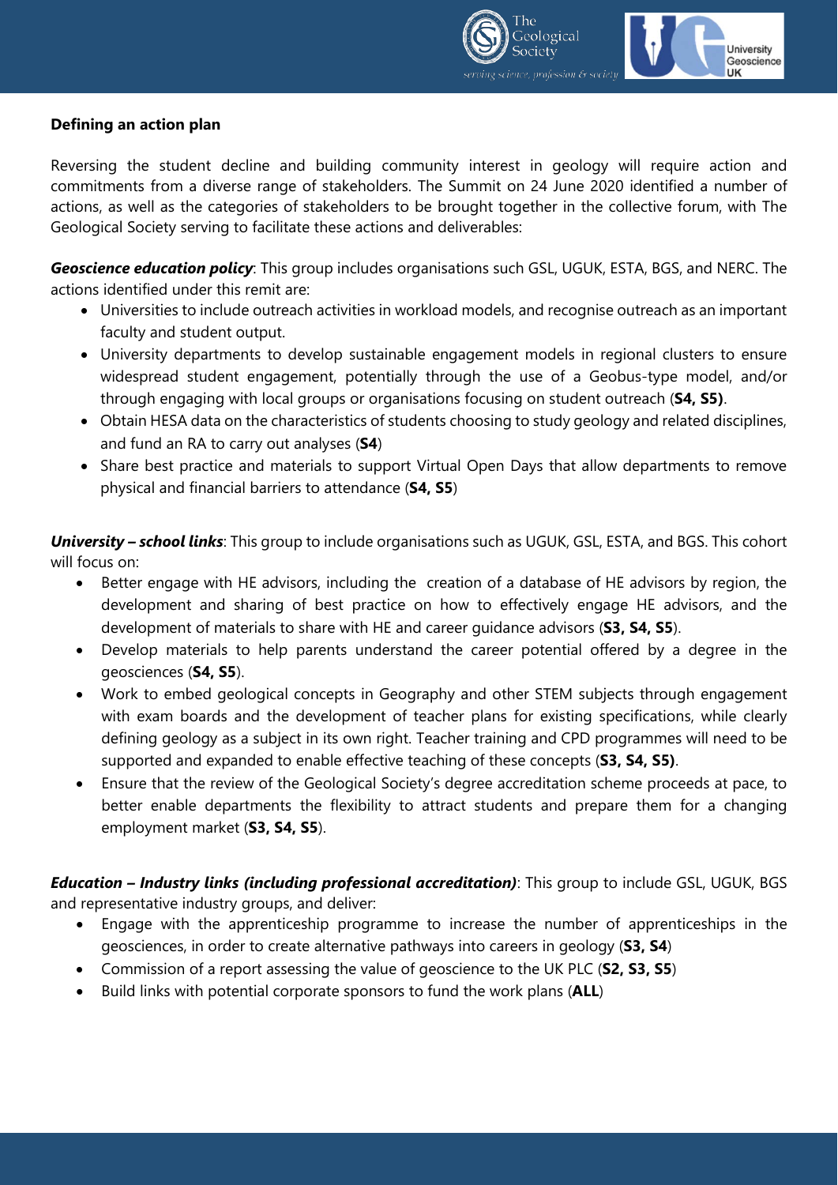**Defining an action plan**

Reversing the student decline and building community interest in geology will require action and commitments from a diverse range of stakeholders. The Summit on 24 June 2020 identified a number of actions, as well as the categories of stakeholders to be brought together in the collective forum, with The Geological Society serving to facilitate these actions and deliverables:

***Geoscience education policy***: This group includes organisations such GSL, UGUK, ESTA, BGS, and NERC. The actions identified under this remit are:

- Universities to include outreach activities in workload models, and recognise outreach as an important faculty and student output.
- University departments to develop sustainable engagement models in regional clusters to ensure widespread student engagement, potentially through the use of a Geobus-type model, and/or through engaging with local groups or organisations focusing on student outreach (**S4, S5)**.
- Obtain HESA data on the characteristics of students choosing to study geology and related disciplines, and fund an RA to carry out analyses (**S4**)
- Share best practice and materials to support Virtual Open Days that allow departments to remove physical and financial barriers to attendance (**S4, S5**)

***University – school links***: This group to include organisations such as UGUK, GSL, ESTA, and BGS. This cohort will focus on:

- Better engage with HE advisors, including the creation of a database of HE advisors by region, the development and sharing of best practice on how to effectively engage HE advisors, and the development of materials to share with HE and career guidance advisors (**S3, S4, S5**).
- Develop materials to help parents understand the career potential offered by a degree in the geosciences (**S4, S5**).
- Work to embed geological concepts in Geography and other STEM subjects through engagement with exam boards and the development of teacher plans for existing specifications, while clearly defining geology as a subject in its own right. Teacher training and CPD programmes will need to be supported and expanded to enable effective teaching of these concepts (**S3, S4, S5)**.
- Ensure that the review of the Geological Society's degree accreditation scheme proceeds at pace, to better enable departments the flexibility to attract students and prepare them for a changing employment market (**S3, S4, S5**).

***Education – Industry links (including professional accreditation)***: This group to include GSL, UGUK, BGS and representative industry groups, and deliver:

- Engage with the apprenticeship programme to increase the number of apprenticeships in the geosciences, in order to create alternative pathways into careers in geology (**S3, S4**)
- Commission of a report assessing the value of geoscience to the UK PLC (**S2, S3, S5**)
- Build links with potential corporate sponsors to fund the work plans (**ALL**)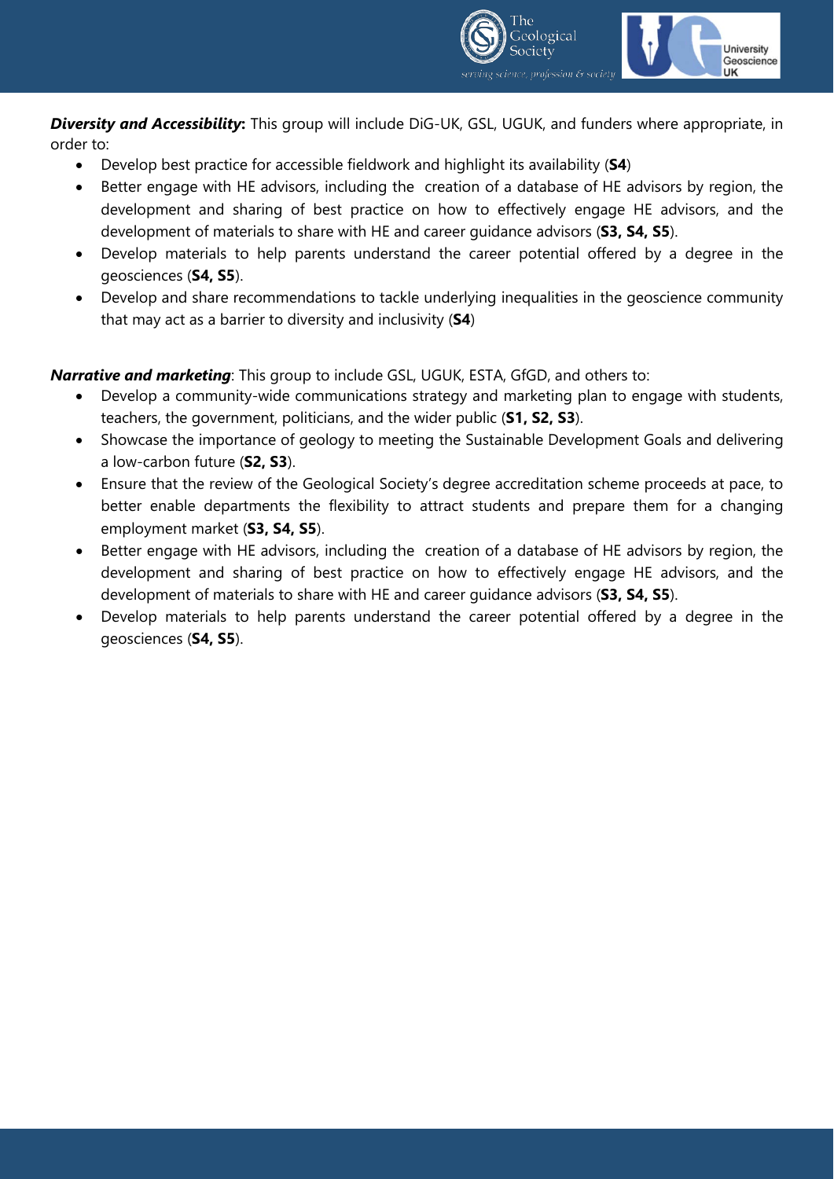***Diversity and Accessibility*:** This group will include DiG-UK, GSL, UGUK, and funders where appropriate, in order to:

- Develop best practice for accessible fieldwork and highlight its availability (**S4**)
- Better engage with HE advisors, including the creation of a database of HE advisors by region, the development and sharing of best practice on how to effectively engage HE advisors, and the development of materials to share with HE and career guidance advisors (**S3, S4, S5**).
- Develop materials to help parents understand the career potential offered by a degree in the geosciences (**S4, S5**).
- Develop and share recommendations to tackle underlying inequalities in the geoscience community that may act as a barrier to diversity and inclusivity (**S4**)

***Narrative and marketing***: This group to include GSL, UGUK, ESTA, GfGD, and others to:

- Develop a community-wide communications strategy and marketing plan to engage with students, teachers, the government, politicians, and the wider public (**S1, S2, S3**).
- Showcase the importance of geology to meeting the Sustainable Development Goals and delivering a low-carbon future (**S2, S3**).
- Ensure that the review of the Geological Society's degree accreditation scheme proceeds at pace, to better enable departments the flexibility to attract students and prepare them for a changing employment market (**S3, S4, S5**).
- Better engage with HE advisors, including the creation of a database of HE advisors by region, the development and sharing of best practice on how to effectively engage HE advisors, and the development of materials to share with HE and career guidance advisors (**S3, S4, S5**).
- Develop materials to help parents understand the career potential offered by a degree in the geosciences (**S4, S5**).